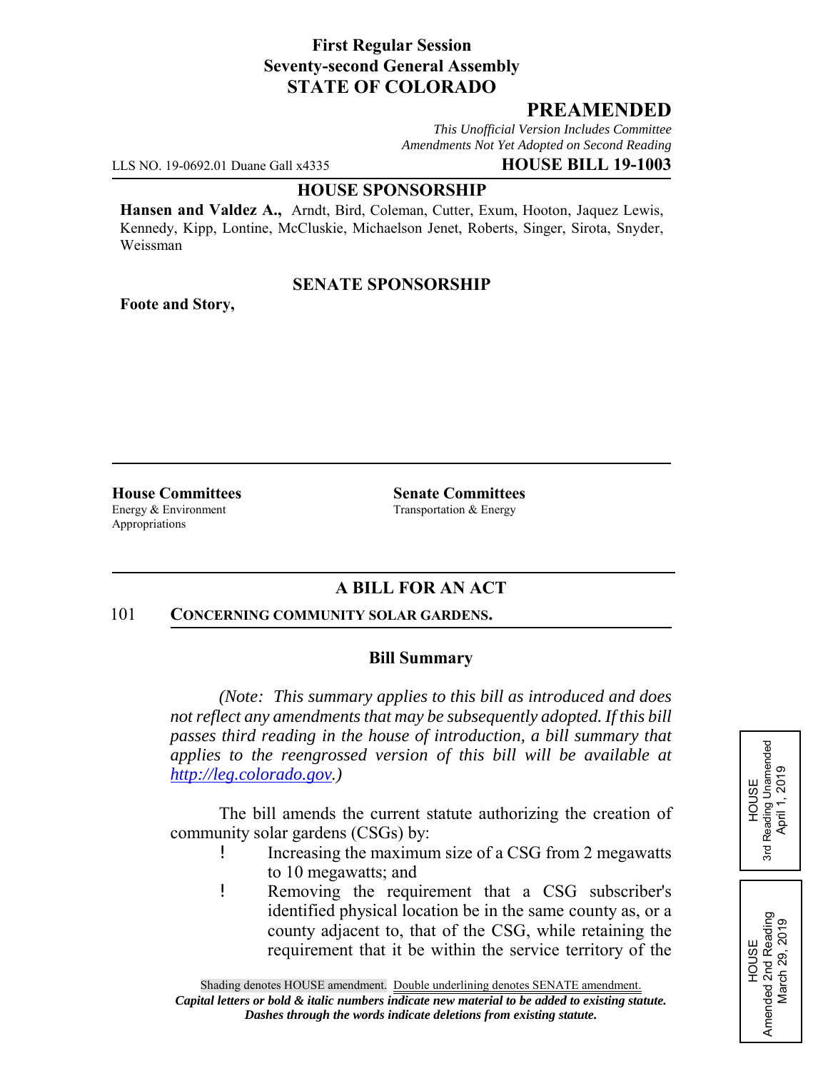**First Regular Session**
**Seventy-second General Assembly**
**STATE OF COLORADO**

## PREAMENDED

*This Unofficial Version Includes Committee Amendments Not Yet Adopted on Second Reading*

LLS NO. 19-0692.01 Duane Gall x4335 **HOUSE BILL 19-1003**

**HOUSE SPONSORSHIP**

**Hansen and Valdez A.,** Arndt, Bird, Coleman, Cutter, Exum, Hooton, Jaquez Lewis, Kennedy, Kipp, Lontine, McCluskie, Michaelson Jenet, Roberts, Singer, Sirota, Snyder, Weissman

**SENATE SPONSORSHIP**

**Foote and Story,**

**House Committees**
Energy & Environment
Appropriations

**Senate Committees**
Transportation & Energy

**A BILL FOR AN ACT**

101 **CONCERNING COMMUNITY SOLAR GARDENS.**

**Bill Summary**

*(Note: This summary applies to this bill as introduced and does not reflect any amendments that may be subsequently adopted. If this bill passes third reading in the house of introduction, a bill summary that applies to the reengrossed version of this bill will be available at http://leg.colorado.gov.)*

The bill amends the current statute authorizing the creation of community solar gardens (CSGs) by:

- Increasing the maximum size of a CSG from 2 megawatts to 10 megawatts; and
- Removing the requirement that a CSG subscriber's identified physical location be in the same county as, or a county adjacent to, that of the CSG, while retaining the requirement that it be within the service territory of the

HOUSE
3rd Reading Unamended
April 1, 2019

HOUSE
Amended 2nd Reading
March 29, 2019

Shading denotes HOUSE amendment. Double underlining denotes SENATE amendment.
*Capital letters or bold & italic numbers indicate new material to be added to existing statute.*
*Dashes through the words indicate deletions from existing statute.*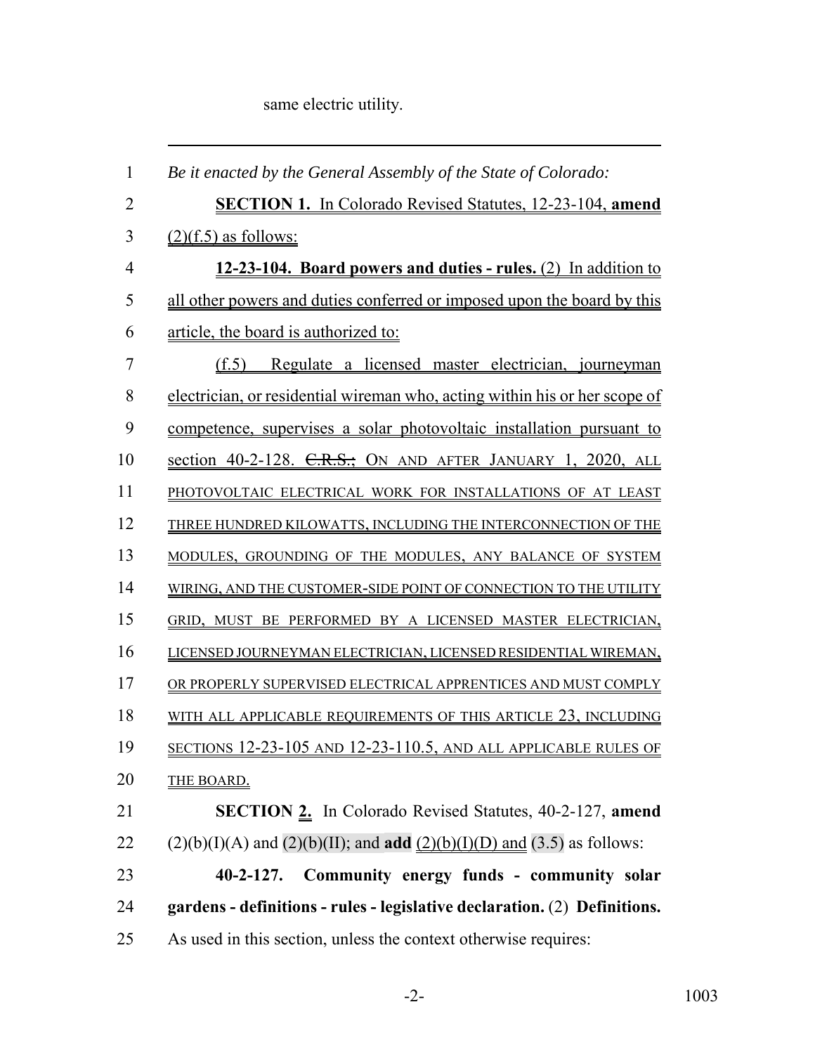same electric utility.

---

*Be it enacted by the General Assembly of the State of Colorado:*

**SECTION 1.** In Colorado Revised Statutes, 12-23-104, **amend** (2)(f.5) as follows:

**12-23-104. Board powers and duties - rules.** (2) In addition to all other powers and duties conferred or imposed upon the board by this article, the board is authorized to:

(f.5) Regulate a licensed master electrician, journeyman electrician, or residential wireman who, acting within his or her scope of competence, supervises a solar photovoltaic installation pursuant to section 40-2-128. ~~C.R.S.;~~ ON AND AFTER JANUARY 1, 2020, ALL PHOTOVOLTAIC ELECTRICAL WORK FOR INSTALLATIONS OF AT LEAST THREE HUNDRED KILOWATTS, INCLUDING THE INTERCONNECTION OF THE MODULES, GROUNDING OF THE MODULES, ANY BALANCE OF SYSTEM WIRING, AND THE CUSTOMER-SIDE POINT OF CONNECTION TO THE UTILITY GRID, MUST BE PERFORMED BY A LICENSED MASTER ELECTRICIAN, LICENSED JOURNEYMAN ELECTRICIAN, LICENSED RESIDENTIAL WIREMAN, OR PROPERLY SUPERVISED ELECTRICAL APPRENTICES AND MUST COMPLY WITH ALL APPLICABLE REQUIREMENTS OF THIS ARTICLE 23, INCLUDING SECTIONS 12-23-105 AND 12-23-110.5, AND ALL APPLICABLE RULES OF THE BOARD.

**SECTION 2.** In Colorado Revised Statutes, 40-2-127, **amend** (2)(b)(I)(A) and (2)(b)(II); and **add** (2)(b)(I)(D) and (3.5) as follows:

**40-2-127. Community energy funds - community solar gardens - definitions - rules - legislative declaration.** (2) **Definitions.** As used in this section, unless the context otherwise requires: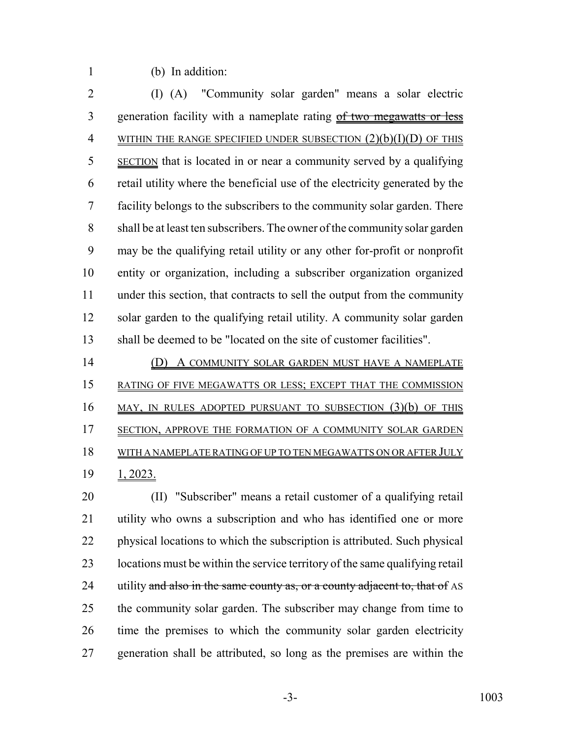(b) In addition:

(I) (A) "Community solar garden" means a solar electric generation facility with a nameplate rating ~~of two megawatts or less~~ WITHIN THE RANGE SPECIFIED UNDER SUBSECTION (2)(b)(I)(D) OF THIS SECTION that is located in or near a community served by a qualifying retail utility where the beneficial use of the electricity generated by the facility belongs to the subscribers to the community solar garden. There shall be at least ten subscribers. The owner of the community solar garden may be the qualifying retail utility or any other for-profit or nonprofit entity or organization, including a subscriber organization organized under this section, that contracts to sell the output from the community solar garden to the qualifying retail utility. A community solar garden shall be deemed to be "located on the site of customer facilities".

(D) A COMMUNITY SOLAR GARDEN MUST HAVE A NAMEPLATE RATING OF FIVE MEGAWATTS OR LESS; EXCEPT THAT THE COMMISSION MAY, IN RULES ADOPTED PURSUANT TO SUBSECTION (3)(b) OF THIS SECTION, APPROVE THE FORMATION OF A COMMUNITY SOLAR GARDEN WITH A NAMEPLATE RATING OF UP TO TEN MEGAWATTS ON OR AFTER JULY 1, 2023.

(II) "Subscriber" means a retail customer of a qualifying retail utility who owns a subscription and who has identified one or more physical locations to which the subscription is attributed. Such physical locations must be within the service territory of the same qualifying retail utility ~~and also in the same county as, or a county adjacent to, that of~~ AS the community solar garden. The subscriber may change from time to time the premises to which the community solar garden electricity generation shall be attributed, so long as the premises are within the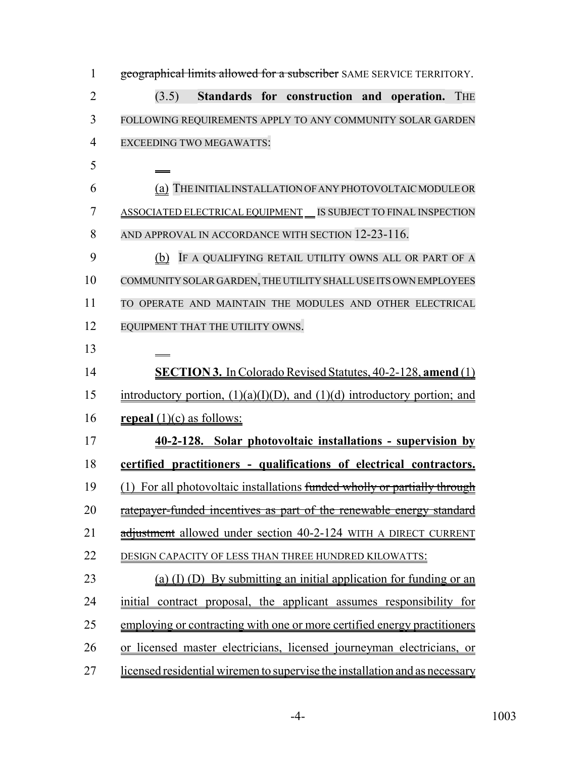geographical limits allowed for a subscriber SAME SERVICE TERRITORY.

(3.5) **Standards for construction and operation.** THE FOLLOWING REQUIREMENTS APPLY TO ANY COMMUNITY SOLAR GARDEN EXCEEDING TWO MEGAWATTS:

(a) THE INITIAL INSTALLATION OF ANY PHOTOVOLTAIC MODULE OR ASSOCIATED ELECTRICAL EQUIPMENT IS SUBJECT TO FINAL INSPECTION AND APPROVAL IN ACCORDANCE WITH SECTION 12-23-116.

(b) IF A QUALIFYING RETAIL UTILITY OWNS ALL OR PART OF A COMMUNITY SOLAR GARDEN, THE UTILITY SHALL USE ITS OWN EMPLOYEES TO OPERATE AND MAINTAIN THE MODULES AND OTHER ELECTRICAL EQUIPMENT THAT THE UTILITY OWNS.

**SECTION 3.** In Colorado Revised Statutes, 40-2-128, **amend** (1) introductory portion, (1)(a)(I)(D), and (1)(d) introductory portion; and **repeal** (1)(c) as follows:

**40-2-128. Solar photovoltaic installations - supervision by certified practitioners - qualifications of electrical contractors.** (1) For all photovoltaic installations ~~funded wholly or partially through ratepayer-funded incentives as part of the renewable energy standard adjustment~~ allowed under section 40-2-124 WITH A DIRECT CURRENT DESIGN CAPACITY OF LESS THAN THREE HUNDRED KILOWATTS:

(a) (I) (D) By submitting an initial application for funding or an initial contract proposal, the applicant assumes responsibility for employing or contracting with one or more certified energy practitioners or licensed master electricians, licensed journeyman electricians, or licensed residential wiremen to supervise the installation and as necessary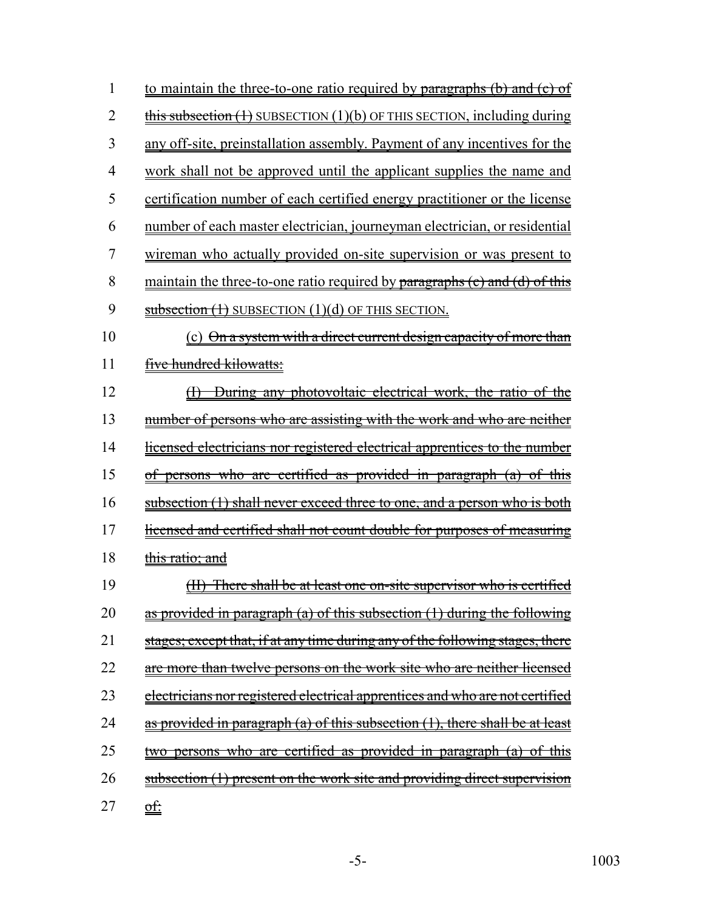to maintain the three-to-one ratio required by ~~paragraphs (b) and (c) of this subsection (1)~~ SUBSECTION (1)(b) OF THIS SECTION, including during any off-site, preinstallation assembly. Payment of any incentives for the work shall not be approved until the applicant supplies the name and certification number of each certified energy practitioner or the license number of each master electrician, journeyman electrician, or residential wireman who actually provided on-site supervision or was present to maintain the three-to-one ratio required by ~~paragraphs (c) and (d) of this subsection (1)~~ SUBSECTION (1)(d) OF THIS SECTION.

(c) ~~On a system with a direct current design capacity of more than five hundred kilowatts:~~

~~(I) During any photovoltaic electrical work, the ratio of the number of persons who are assisting with the work and who are neither licensed electricians nor registered electrical apprentices to the number of persons who are certified as provided in paragraph (a) of this subsection (1) shall never exceed three to one, and a person who is both licensed and certified shall not count double for purposes of measuring this ratio; and~~

~~(II) There shall be at least one on-site supervisor who is certified as provided in paragraph (a) of this subsection (1) during the following stages; except that, if at any time during any of the following stages, there are more than twelve persons on the work site who are neither licensed electricians nor registered electrical apprentices and who are not certified as provided in paragraph (a) of this subsection (1), there shall be at least two persons who are certified as provided in paragraph (a) of this subsection (1) present on the work site and providing direct supervision of:~~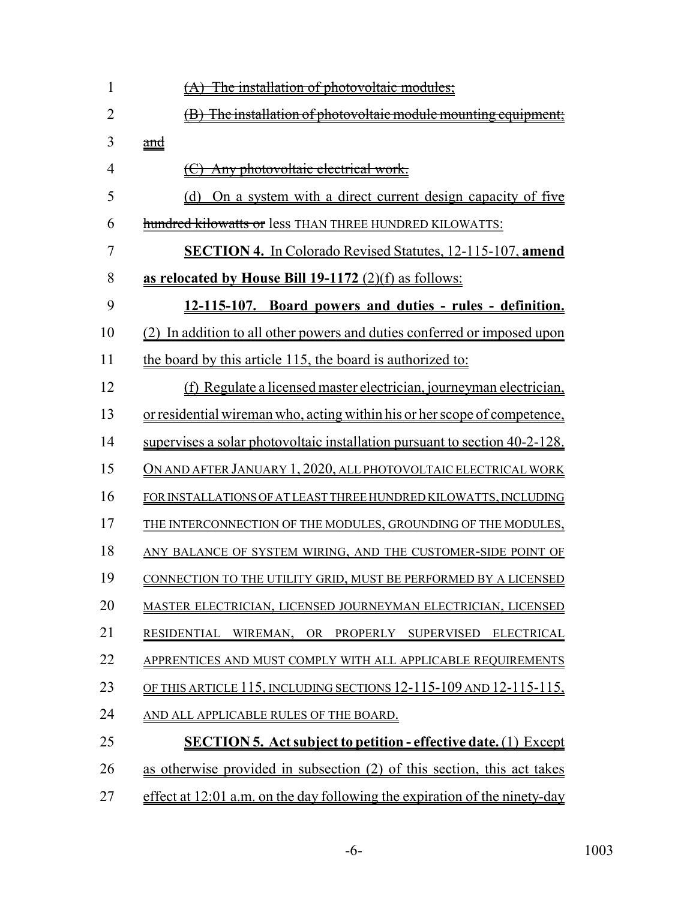~~(A) The installation of photovoltaic modules;~~

~~(B) The installation of photovoltaic module mounting equipment; and~~

~~(C) Any photovoltaic electrical work.~~

(d) On a system with a direct current design capacity of ~~five hundred kilowatts or~~ less THAN THREE HUNDRED KILOWATTS:

**SECTION 4.** In Colorado Revised Statutes, 12-115-107, **amend as relocated by House Bill 19-1172** (2)(f) as follows:

**12-115-107. Board powers and duties - rules - definition.** (2) In addition to all other powers and duties conferred or imposed upon the board by this article 115, the board is authorized to:

(f) Regulate a licensed master electrician, journeyman electrician, or residential wireman who, acting within his or her scope of competence, supervises a solar photovoltaic installation pursuant to section 40-2-128. ON AND AFTER JANUARY 1, 2020, ALL PHOTOVOLTAIC ELECTRICAL WORK FOR INSTALLATIONS OF AT LEAST THREE HUNDRED KILOWATTS, INCLUDING THE INTERCONNECTION OF THE MODULES, GROUNDING OF THE MODULES, ANY BALANCE OF SYSTEM WIRING, AND THE CUSTOMER-SIDE POINT OF CONNECTION TO THE UTILITY GRID, MUST BE PERFORMED BY A LICENSED MASTER ELECTRICIAN, LICENSED JOURNEYMAN ELECTRICIAN, LICENSED RESIDENTIAL WIREMAN, OR PROPERLY SUPERVISED ELECTRICAL APPRENTICES AND MUST COMPLY WITH ALL APPLICABLE REQUIREMENTS OF THIS ARTICLE 115, INCLUDING SECTIONS 12-115-109 AND 12-115-115, AND ALL APPLICABLE RULES OF THE BOARD.

**SECTION 5. Act subject to petition - effective date.** (1) Except as otherwise provided in subsection (2) of this section, this act takes effect at 12:01 a.m. on the day following the expiration of the ninety-day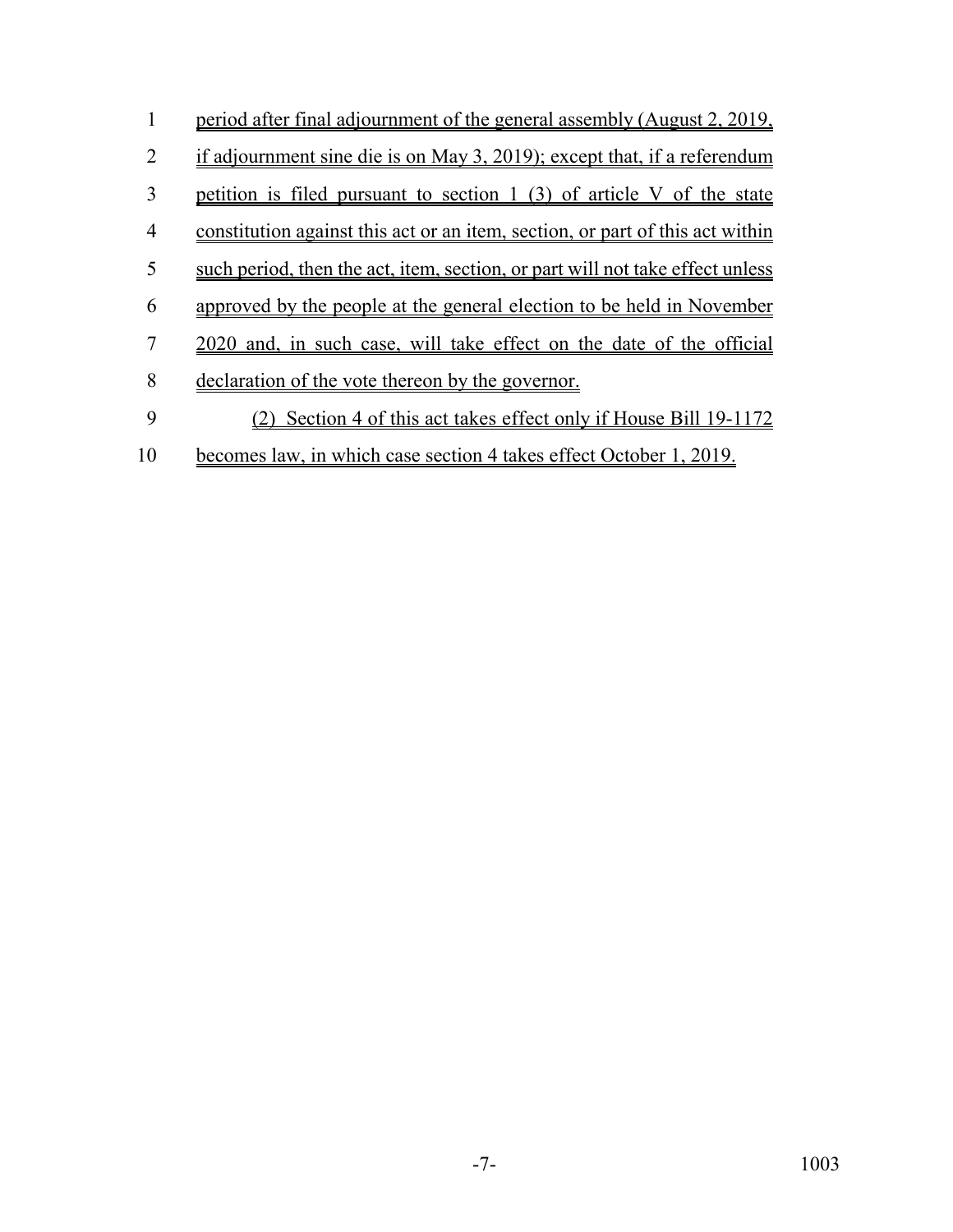period after final adjournment of the general assembly (August 2, 2019, if adjournment sine die is on May 3, 2019); except that, if a referendum petition is filed pursuant to section 1 (3) of article V of the state constitution against this act or an item, section, or part of this act within such period, then the act, item, section, or part will not take effect unless approved by the people at the general election to be held in November 2020 and, in such case, will take effect on the date of the official declaration of the vote thereon by the governor.

(2) Section 4 of this act takes effect only if House Bill 19-1172 becomes law, in which case section 4 takes effect October 1, 2019.